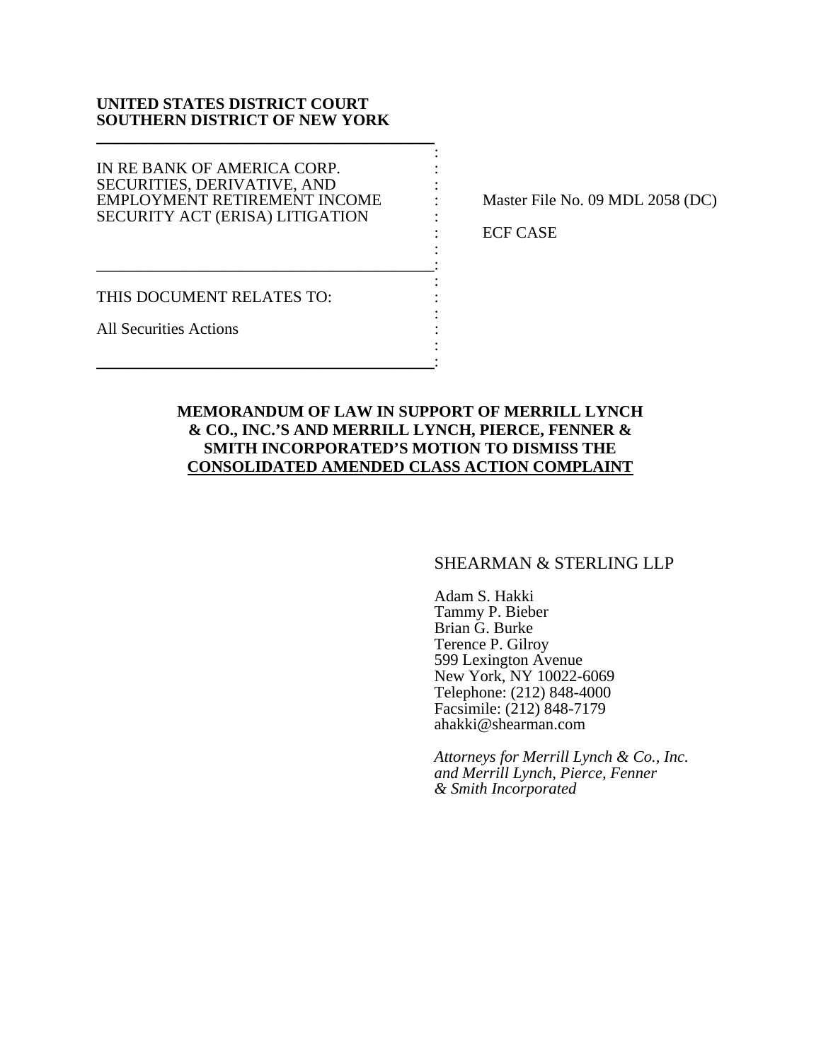**UNITED STATES DISTRICT COURT**
**SOUTHERN DISTRICT OF NEW YORK**

| | |
|---|---|
| IN RE BANK OF AMERICA CORP. SECURITIES, DERIVATIVE, AND EMPLOYMENT RETIREMENT INCOME SECURITY ACT (ERISA) LITIGATION | Master File No. 09 MDL 2058 (DC)<br><br>ECF CASE |
| THIS DOCUMENT RELATES TO:<br><br>All Securities Actions | |

**MEMORANDUM OF LAW IN SUPPORT OF MERRILL LYNCH & CO., INC.'S AND MERRILL LYNCH, PIERCE, FENNER & SMITH INCORPORATED'S MOTION TO DISMISS THE CONSOLIDATED AMENDED CLASS ACTION COMPLAINT**

SHEARMAN & STERLING LLP

Adam S. Hakki
Tammy P. Bieber
Brian G. Burke
Terence P. Gilroy
599 Lexington Avenue
New York, NY 10022-6069
Telephone: (212) 848-4000
Facsimile: (212) 848-7179
ahakki@shearman.com

*Attorneys for Merrill Lynch & Co., Inc. and Merrill Lynch, Pierce, Fenner & Smith Incorporated*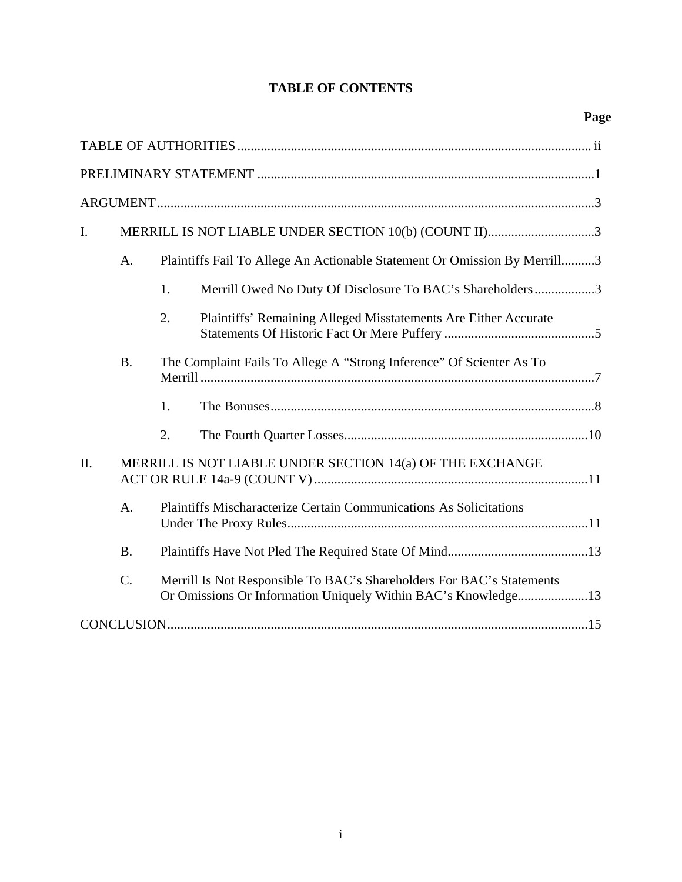# TABLE OF CONTENTS

| | | | | Page |
|---|---|---|---|---|
| TABLE OF AUTHORITIES | | | | ii |
| PRELIMINARY STATEMENT | | | | 1 |
| ARGUMENT | | | | 3 |
| I. | MERRILL IS NOT LIABLE UNDER SECTION 10(b) (COUNT II) | | | 3 |
| | A. | Plaintiffs Fail To Allege An Actionable Statement Or Omission By Merrill | | 3 |
| | | 1. | Merrill Owed No Duty Of Disclosure To BAC's Shareholders | 3 |
| | | 2. | Plaintiffs' Remaining Alleged Misstatements Are Either Accurate Statements Of Historic Fact Or Mere Puffery | 5 |
| | B. | The Complaint Fails To Allege A "Strong Inference" Of Scienter As To Merrill | | 7 |
| | | 1. | The Bonuses | 8 |
| | | 2. | The Fourth Quarter Losses | 10 |
| II. | MERRILL IS NOT LIABLE UNDER SECTION 14(a) OF THE EXCHANGE ACT OR RULE 14a-9 (COUNT V) | | | 11 |
| | A. | Plaintiffs Mischaracterize Certain Communications As Solicitations Under The Proxy Rules | | 11 |
| | B. | Plaintiffs Have Not Pled The Required State Of Mind | | 13 |
| | C. | Merrill Is Not Responsible To BAC's Shareholders For BAC's Statements Or Omissions Or Information Uniquely Within BAC's Knowledge | | 13 |
| CONCLUSION | | | | 15 |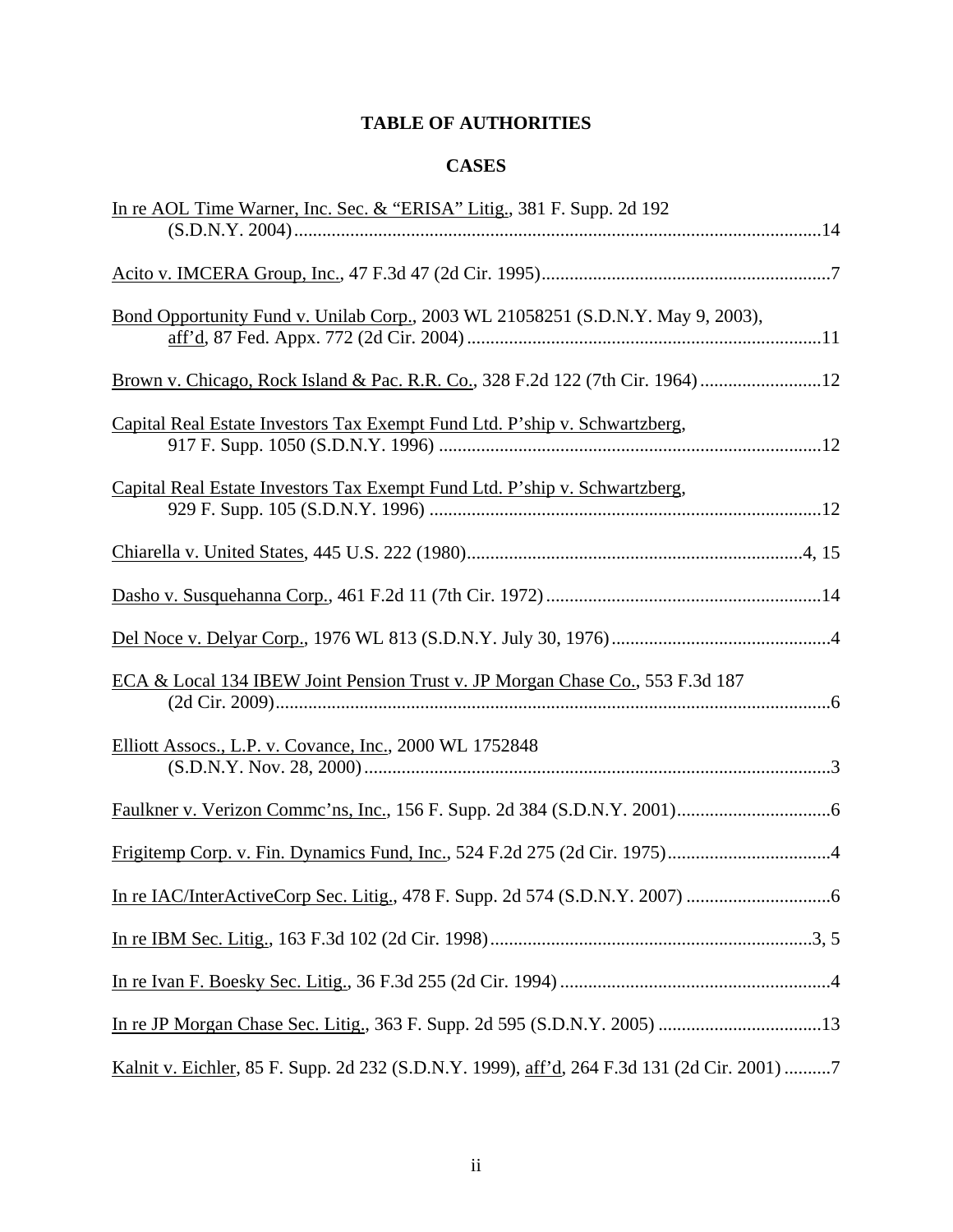# TABLE OF AUTHORITIES

## CASES

In re AOL Time Warner, Inc. Sec. & "ERISA" Litig., 381 F. Supp. 2d 192 (S.D.N.Y. 2004)....................14

Acito v. IMCERA Group, Inc., 47 F.3d 47 (2d Cir. 1995)....................7

Bond Opportunity Fund v. Unilab Corp., 2003 WL 21058251 (S.D.N.Y. May 9, 2003), aff'd, 87 Fed. Appx. 772 (2d Cir. 2004)....................11

Brown v. Chicago, Rock Island & Pac. R.R. Co., 328 F.2d 122 (7th Cir. 1964)....................12

Capital Real Estate Investors Tax Exempt Fund Ltd. P'ship v. Schwartzberg, 917 F. Supp. 1050 (S.D.N.Y. 1996)....................12

Capital Real Estate Investors Tax Exempt Fund Ltd. P'ship v. Schwartzberg, 929 F. Supp. 105 (S.D.N.Y. 1996)....................12

Chiarella v. United States, 445 U.S. 222 (1980)....................4, 15

Dasho v. Susquehanna Corp., 461 F.2d 11 (7th Cir. 1972)....................14

Del Noce v. Delyar Corp., 1976 WL 813 (S.D.N.Y. July 30, 1976)....................4

ECA & Local 134 IBEW Joint Pension Trust v. JP Morgan Chase Co., 553 F.3d 187 (2d Cir. 2009)....................6

Elliott Assocs., L.P. v. Covance, Inc., 2000 WL 1752848 (S.D.N.Y. Nov. 28, 2000)....................3

Faulkner v. Verizon Commc'ns, Inc., 156 F. Supp. 2d 384 (S.D.N.Y. 2001)....................6

Frigitemp Corp. v. Fin. Dynamics Fund, Inc., 524 F.2d 275 (2d Cir. 1975)....................4

In re IAC/InterActiveCorp Sec. Litig., 478 F. Supp. 2d 574 (S.D.N.Y. 2007)....................6

In re IBM Sec. Litig., 163 F.3d 102 (2d Cir. 1998)....................3, 5

In re Ivan F. Boesky Sec. Litig., 36 F.3d 255 (2d Cir. 1994)....................4

In re JP Morgan Chase Sec. Litig., 363 F. Supp. 2d 595 (S.D.N.Y. 2005)....................13

Kalnit v. Eichler, 85 F. Supp. 2d 232 (S.D.N.Y. 1999), aff'd, 264 F.3d 131 (2d Cir. 2001)....................7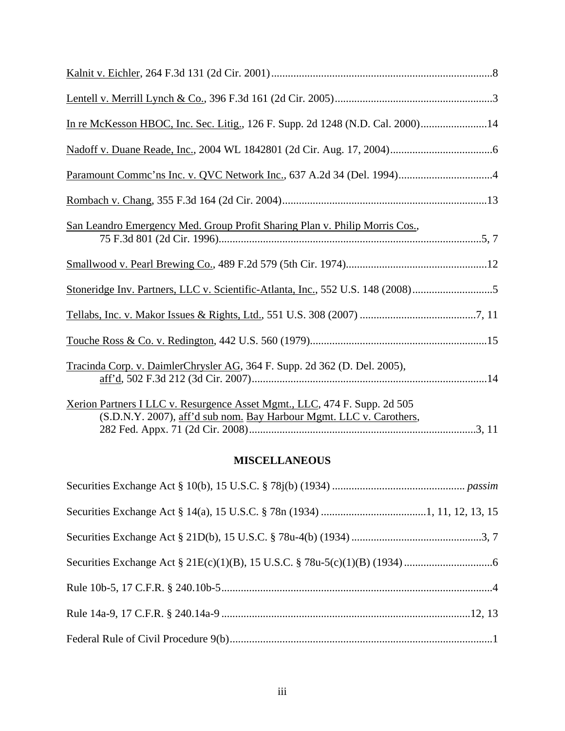Kalnit v. Eichler, 264 F.3d 131 (2d Cir. 2001)................................................................................8

Lentell v. Merrill Lynch & Co., 396 F.3d 161 (2d Cir. 2005)..........................................................3

In re McKesson HBOC, Inc. Sec. Litig., 126 F. Supp. 2d 1248 (N.D. Cal. 2000)........................14

Nadoff v. Duane Reade, Inc., 2004 WL 1842801 (2d Cir. Aug. 17, 2004).....................................6

Paramount Commc'ns Inc. v. QVC Network Inc., 637 A.2d 34 (Del. 1994)..................................4

Rombach v. Chang, 355 F.3d 164 (2d Cir. 2004)..........................................................................13

San Leandro Emergency Med. Group Profit Sharing Plan v. Philip Morris Cos., 75 F.3d 801 (2d Cir. 1996)..............................................................................................5, 7

Smallwood v. Pearl Brewing Co., 489 F.2d 579 (5th Cir. 1974)...................................................12

Stoneridge Inv. Partners, LLC v. Scientific-Atlanta, Inc., 552 U.S. 148 (2008).............................5

Tellabs, Inc. v. Makor Issues & Rights, Ltd., 551 U.S. 308 (2007) ..........................................7, 11

Touche Ross & Co. v. Redington, 442 U.S. 560 (1979)................................................................15

Tracinda Corp. v. DaimlerChrysler AG, 364 F. Supp. 2d 362 (D. Del. 2005), aff'd, 502 F.3d 212 (3d Cir. 2007)....................................................................................14

Xerion Partners I LLC v. Resurgence Asset Mgmt., LLC, 474 F. Supp. 2d 505 (S.D.N.Y. 2007), aff'd sub nom. Bay Harbour Mgmt. LLC v. Carothers, 282 Fed. Appx. 71 (2d Cir. 2008)..................................................................................3, 11

## MISCELLANEOUS

Securities Exchange Act § 10(b), 15 U.S.C. § 78j(b) (1934) ................................................ *passim*

Securities Exchange Act § 14(a), 15 U.S.C. § 78n (1934) ......................................1, 11, 12, 13, 15

Securities Exchange Act § 21D(b), 15 U.S.C. § 78u-4(b) (1934) ...............................................3, 7

Securities Exchange Act § 21E(c)(1)(B), 15 U.S.C. § 78u-5(c)(1)(B) (1934) ................................6

Rule 10b-5, 17 C.F.R. § 240.10b-5..................................................................................................4

Rule 14a-9, 17 C.F.R. § 240.14a-9 ..........................................................................................12, 13

Federal Rule of Civil Procedure 9(b)...............................................................................................1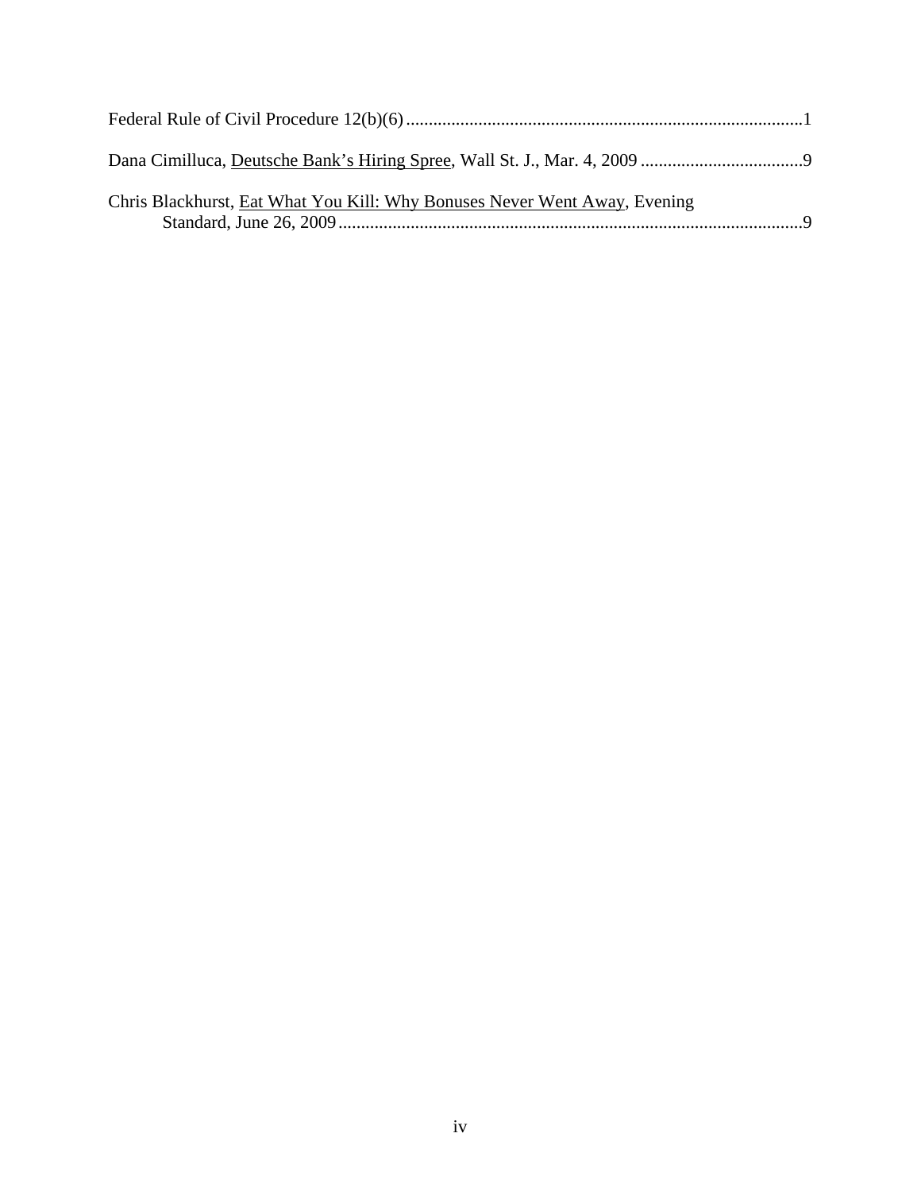Federal Rule of Civil Procedure 12(b)(6) .......................................................................................1

Dana Cimilluca, Deutsche Bank's Hiring Spree, Wall St. J., Mar. 4, 2009 ....................................9

Chris Blackhurst, Eat What You Kill: Why Bonuses Never Went Away, Evening Standard, June 26, 2009.......................................................................................................9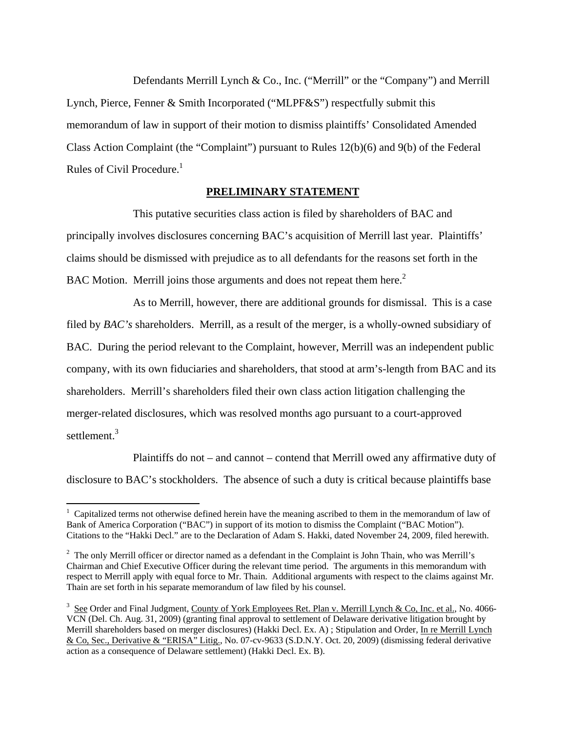Defendants Merrill Lynch & Co., Inc. ("Merrill" or the "Company") and Merrill Lynch, Pierce, Fenner & Smith Incorporated ("MLPF&S") respectfully submit this memorandum of law in support of their motion to dismiss plaintiffs' Consolidated Amended Class Action Complaint (the "Complaint") pursuant to Rules 12(b)(6) and 9(b) of the Federal Rules of Civil Procedure.[1]

## PRELIMINARY STATEMENT

This putative securities class action is filed by shareholders of BAC and principally involves disclosures concerning BAC's acquisition of Merrill last year. Plaintiffs' claims should be dismissed with prejudice as to all defendants for the reasons set forth in the BAC Motion. Merrill joins those arguments and does not repeat them here.[2]

As to Merrill, however, there are additional grounds for dismissal. This is a case filed by *BAC's* shareholders. Merrill, as a result of the merger, is a wholly-owned subsidiary of BAC. During the period relevant to the Complaint, however, Merrill was an independent public company, with its own fiduciaries and shareholders, that stood at arm's-length from BAC and its shareholders. Merrill's shareholders filed their own class action litigation challenging the merger-related disclosures, which was resolved months ago pursuant to a court-approved settlement.[3]

Plaintiffs do not – and cannot – contend that Merrill owed any affirmative duty of disclosure to BAC's stockholders. The absence of such a duty is critical because plaintiffs base

---

[1] Capitalized terms not otherwise defined herein have the meaning ascribed to them in the memorandum of law of Bank of America Corporation ("BAC") in support of its motion to dismiss the Complaint ("BAC Motion"). Citations to the "Hakki Decl." are to the Declaration of Adam S. Hakki, dated November 24, 2009, filed herewith.

[2] The only Merrill officer or director named as a defendant in the Complaint is John Thain, who was Merrill's Chairman and Chief Executive Officer during the relevant time period. The arguments in this memorandum with respect to Merrill apply with equal force to Mr. Thain. Additional arguments with respect to the claims against Mr. Thain are set forth in his separate memorandum of law filed by his counsel.

[3] See Order and Final Judgment, County of York Employees Ret. Plan v. Merrill Lynch & Co, Inc. et al., No. 4066-VCN (Del. Ch. Aug. 31, 2009) (granting final approval to settlement of Delaware derivative litigation brought by Merrill shareholders based on merger disclosures) (Hakki Decl. Ex. A) ; Stipulation and Order, In re Merrill Lynch & Co, Sec., Derivative & "ERISA" Litig., No. 07-cv-9633 (S.D.N.Y. Oct. 20, 2009) (dismissing federal derivative action as a consequence of Delaware settlement) (Hakki Decl. Ex. B).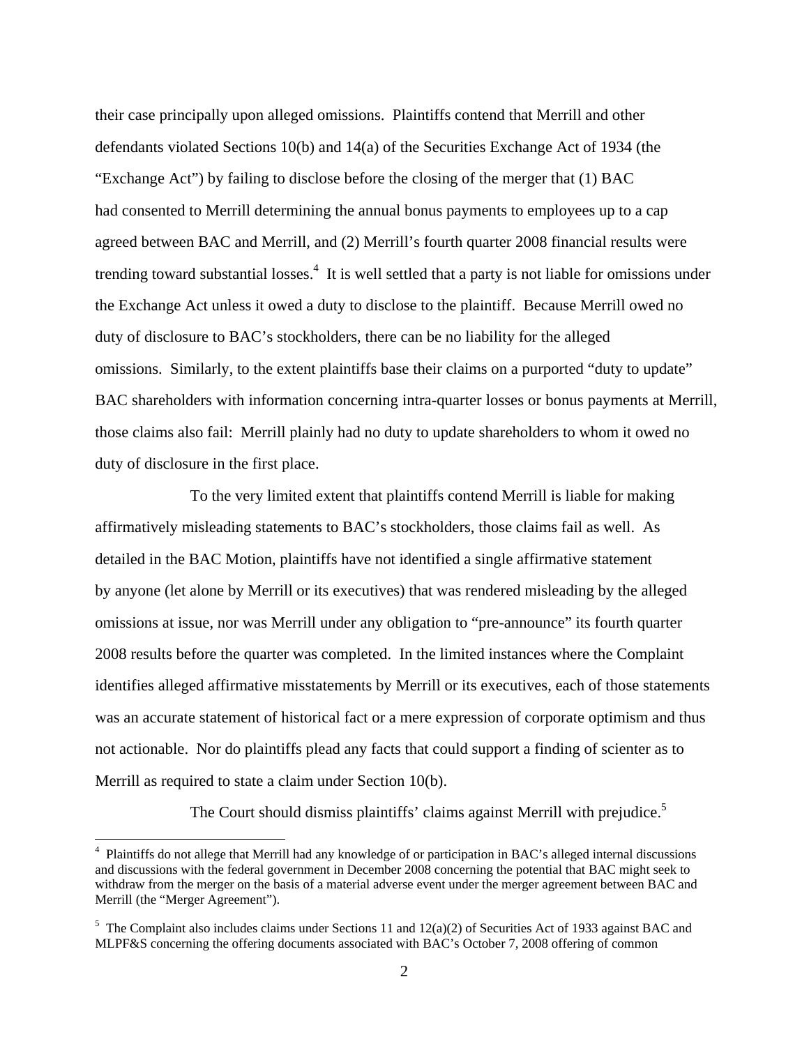their case principally upon alleged omissions. Plaintiffs contend that Merrill and other defendants violated Sections 10(b) and 14(a) of the Securities Exchange Act of 1934 (the "Exchange Act") by failing to disclose before the closing of the merger that (1) BAC had consented to Merrill determining the annual bonus payments to employees up to a cap agreed between BAC and Merrill, and (2) Merrill's fourth quarter 2008 financial results were trending toward substantial losses.[4] It is well settled that a party is not liable for omissions under the Exchange Act unless it owed a duty to disclose to the plaintiff. Because Merrill owed no duty of disclosure to BAC's stockholders, there can be no liability for the alleged omissions. Similarly, to the extent plaintiffs base their claims on a purported "duty to update" BAC shareholders with information concerning intra-quarter losses or bonus payments at Merrill, those claims also fail: Merrill plainly had no duty to update shareholders to whom it owed no duty of disclosure in the first place.

To the very limited extent that plaintiffs contend Merrill is liable for making affirmatively misleading statements to BAC's stockholders, those claims fail as well. As detailed in the BAC Motion, plaintiffs have not identified a single affirmative statement by anyone (let alone by Merrill or its executives) that was rendered misleading by the alleged omissions at issue, nor was Merrill under any obligation to "pre-announce" its fourth quarter 2008 results before the quarter was completed. In the limited instances where the Complaint identifies alleged affirmative misstatements by Merrill or its executives, each of those statements was an accurate statement of historical fact or a mere expression of corporate optimism and thus not actionable. Nor do plaintiffs plead any facts that could support a finding of scienter as to Merrill as required to state a claim under Section 10(b).

The Court should dismiss plaintiffs' claims against Merrill with prejudice.[5]

---

[4] Plaintiffs do not allege that Merrill had any knowledge of or participation in BAC's alleged internal discussions and discussions with the federal government in December 2008 concerning the potential that BAC might seek to withdraw from the merger on the basis of a material adverse event under the merger agreement between BAC and Merrill (the "Merger Agreement").

[5] The Complaint also includes claims under Sections 11 and 12(a)(2) of Securities Act of 1933 against BAC and MLPF&S concerning the offering documents associated with BAC's October 7, 2008 offering of common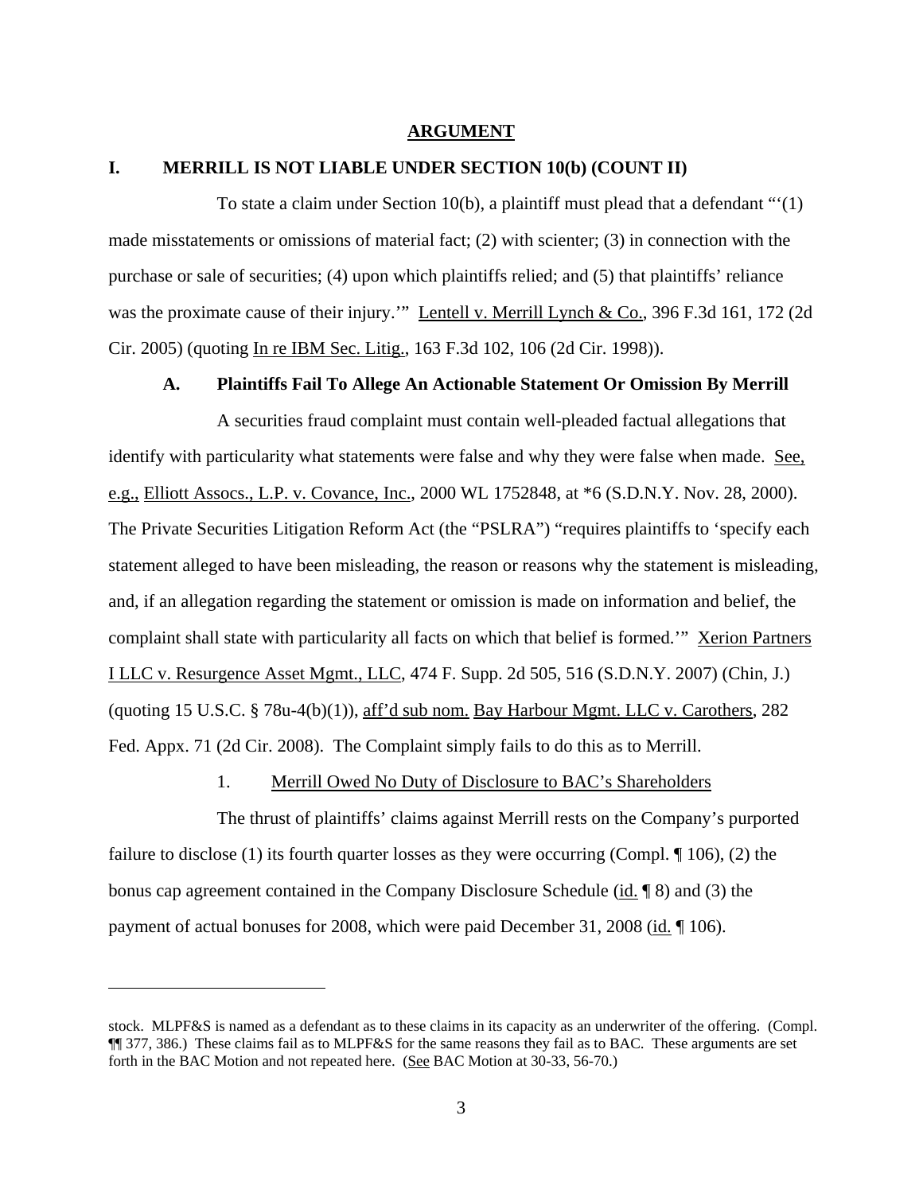# ARGUMENT

## I. MERRILL IS NOT LIABLE UNDER SECTION 10(b) (COUNT II)

To state a claim under Section 10(b), a plaintiff must plead that a defendant "'(1) made misstatements or omissions of material fact; (2) with scienter; (3) in connection with the purchase or sale of securities; (4) upon which plaintiffs relied; and (5) that plaintiffs' reliance was the proximate cause of their injury.'" Lentell v. Merrill Lynch & Co., 396 F.3d 161, 172 (2d Cir. 2005) (quoting In re IBM Sec. Litig., 163 F.3d 102, 106 (2d Cir. 1998)).

### A. Plaintiffs Fail To Allege An Actionable Statement Or Omission By Merrill

A securities fraud complaint must contain well-pleaded factual allegations that identify with particularity what statements were false and why they were false when made. See, e.g., Elliott Assocs., L.P. v. Covance, Inc., 2000 WL 1752848, at *6 (S.D.N.Y. Nov. 28, 2000). The Private Securities Litigation Reform Act (the "PSLRA") "requires plaintiffs to 'specify each statement alleged to have been misleading, the reason or reasons why the statement is misleading, and, if an allegation regarding the statement or omission is made on information and belief, the complaint shall state with particularity all facts on which that belief is formed.'" Xerion Partners I LLC v. Resurgence Asset Mgmt., LLC, 474 F. Supp. 2d 505, 516 (S.D.N.Y. 2007) (Chin, J.) (quoting 15 U.S.C. § 78u-4(b)(1)), aff'd sub nom. Bay Harbour Mgmt. LLC v. Carothers, 282 Fed. Appx. 71 (2d Cir. 2008). The Complaint simply fails to do this as to Merrill.

#### 1. Merrill Owed No Duty of Disclosure to BAC's Shareholders

The thrust of plaintiffs' claims against Merrill rests on the Company's purported failure to disclose (1) its fourth quarter losses as they were occurring (Compl. ¶ 106), (2) the bonus cap agreement contained in the Company Disclosure Schedule (id. ¶ 8) and (3) the payment of actual bonuses for 2008, which were paid December 31, 2008 (id. ¶ 106).

---

stock. MLPF&S is named as a defendant as to these claims in its capacity as an underwriter of the offering. (Compl. ¶¶ 377, 386.) These claims fail as to MLPF&S for the same reasons they fail as to BAC. These arguments are set forth in the BAC Motion and not repeated here. (See BAC Motion at 30-33, 56-70.)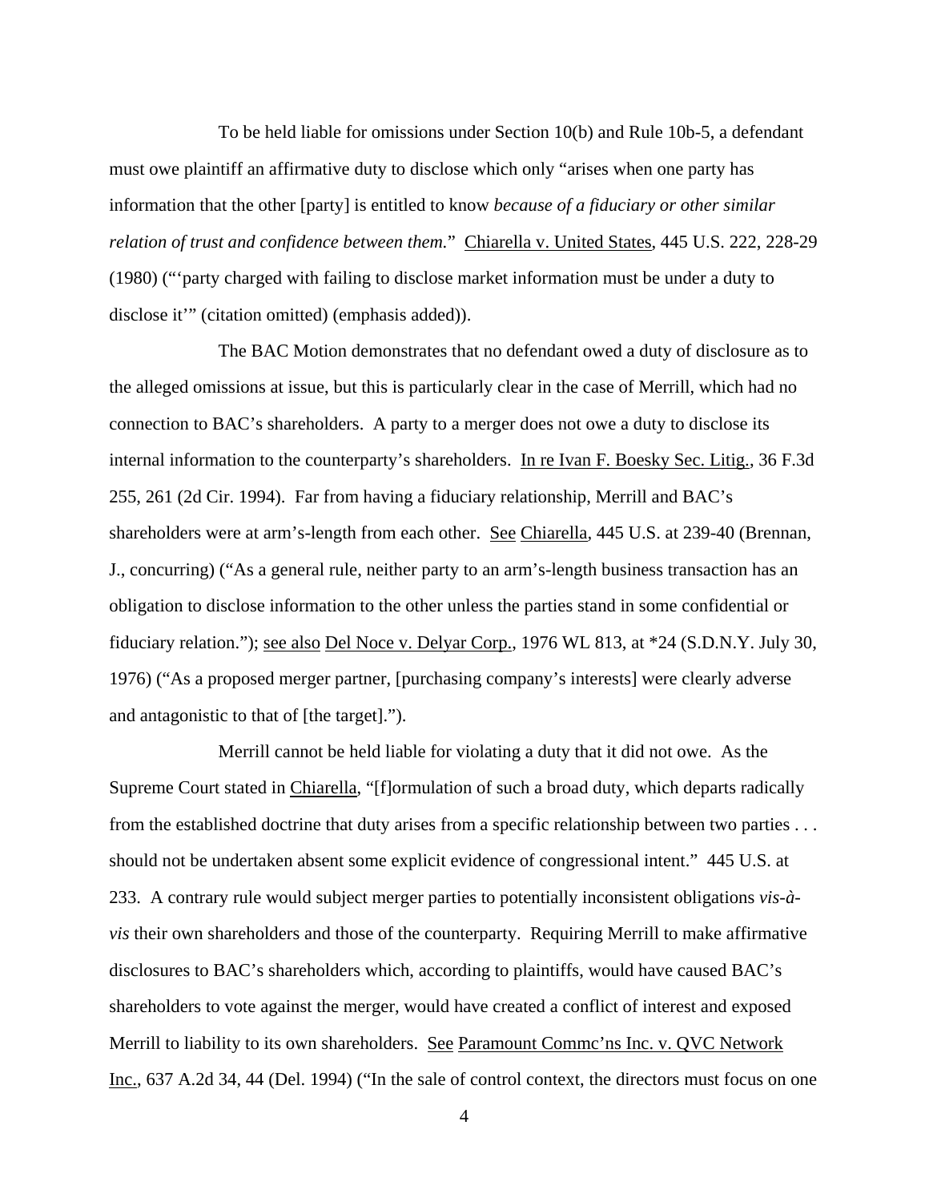To be held liable for omissions under Section 10(b) and Rule 10b-5, a defendant must owe plaintiff an affirmative duty to disclose which only "arises when one party has information that the other [party] is entitled to know *because of a fiduciary or other similar relation of trust and confidence between them.*" Chiarella v. United States, 445 U.S. 222, 228-29 (1980) ("'party charged with failing to disclose market information must be under a duty to disclose it'" (citation omitted) (emphasis added)).

The BAC Motion demonstrates that no defendant owed a duty of disclosure as to the alleged omissions at issue, but this is particularly clear in the case of Merrill, which had no connection to BAC's shareholders. A party to a merger does not owe a duty to disclose its internal information to the counterparty's shareholders. In re Ivan F. Boesky Sec. Litig., 36 F.3d 255, 261 (2d Cir. 1994). Far from having a fiduciary relationship, Merrill and BAC's shareholders were at arm's-length from each other. See Chiarella, 445 U.S. at 239-40 (Brennan, J., concurring) ("As a general rule, neither party to an arm's-length business transaction has an obligation to disclose information to the other unless the parties stand in some confidential or fiduciary relation."); see also Del Noce v. Delyar Corp., 1976 WL 813, at *24 (S.D.N.Y. July 30, 1976) ("As a proposed merger partner, [purchasing company's interests] were clearly adverse and antagonistic to that of [the target].").

Merrill cannot be held liable for violating a duty that it did not owe. As the Supreme Court stated in Chiarella, "[f]ormulation of such a broad duty, which departs radically from the established doctrine that duty arises from a specific relationship between two parties . . . should not be undertaken absent some explicit evidence of congressional intent." 445 U.S. at 233. A contrary rule would subject merger parties to potentially inconsistent obligations *vis-à-vis* their own shareholders and those of the counterparty. Requiring Merrill to make affirmative disclosures to BAC's shareholders which, according to plaintiffs, would have caused BAC's shareholders to vote against the merger, would have created a conflict of interest and exposed Merrill to liability to its own shareholders. See Paramount Commc'ns Inc. v. QVC Network Inc., 637 A.2d 34, 44 (Del. 1994) ("In the sale of control context, the directors must focus on one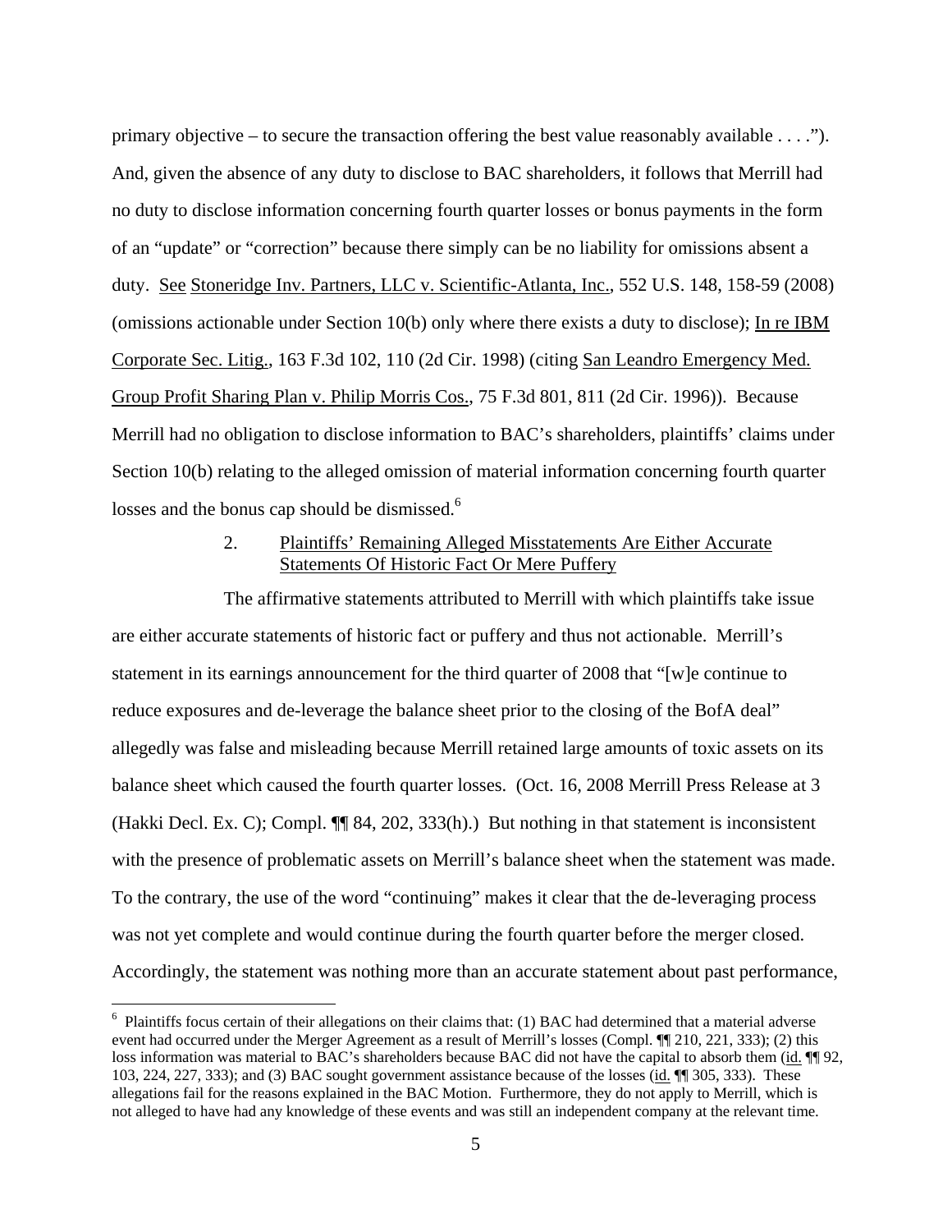primary objective – to secure the transaction offering the best value reasonably available . . . ."). And, given the absence of any duty to disclose to BAC shareholders, it follows that Merrill had no duty to disclose information concerning fourth quarter losses or bonus payments in the form of an "update" or "correction" because there simply can be no liability for omissions absent a duty. See Stoneridge Inv. Partners, LLC v. Scientific-Atlanta, Inc., 552 U.S. 148, 158-59 (2008) (omissions actionable under Section 10(b) only where there exists a duty to disclose); In re IBM Corporate Sec. Litig., 163 F.3d 102, 110 (2d Cir. 1998) (citing San Leandro Emergency Med. Group Profit Sharing Plan v. Philip Morris Cos., 75 F.3d 801, 811 (2d Cir. 1996)). Because Merrill had no obligation to disclose information to BAC's shareholders, plaintiffs' claims under Section 10(b) relating to the alleged omission of material information concerning fourth quarter losses and the bonus cap should be dismissed.[6]

### 2. Plaintiffs' Remaining Alleged Misstatements Are Either Accurate Statements Of Historic Fact Or Mere Puffery

The affirmative statements attributed to Merrill with which plaintiffs take issue are either accurate statements of historic fact or puffery and thus not actionable. Merrill's statement in its earnings announcement for the third quarter of 2008 that "[w]e continue to reduce exposures and de-leverage the balance sheet prior to the closing of the BofA deal" allegedly was false and misleading because Merrill retained large amounts of toxic assets on its balance sheet which caused the fourth quarter losses. (Oct. 16, 2008 Merrill Press Release at 3 (Hakki Decl. Ex. C); Compl. ¶¶ 84, 202, 333(h).) But nothing in that statement is inconsistent with the presence of problematic assets on Merrill's balance sheet when the statement was made. To the contrary, the use of the word "continuing" makes it clear that the de-leveraging process was not yet complete and would continue during the fourth quarter before the merger closed. Accordingly, the statement was nothing more than an accurate statement about past performance,

---

[6] Plaintiffs focus certain of their allegations on their claims that: (1) BAC had determined that a material adverse event had occurred under the Merger Agreement as a result of Merrill's losses (Compl. ¶¶ 210, 221, 333); (2) this loss information was material to BAC's shareholders because BAC did not have the capital to absorb them (id. ¶¶ 92, 103, 224, 227, 333); and (3) BAC sought government assistance because of the losses (id. ¶¶ 305, 333). These allegations fail for the reasons explained in the BAC Motion. Furthermore, they do not apply to Merrill, which is not alleged to have had any knowledge of these events and was still an independent company at the relevant time.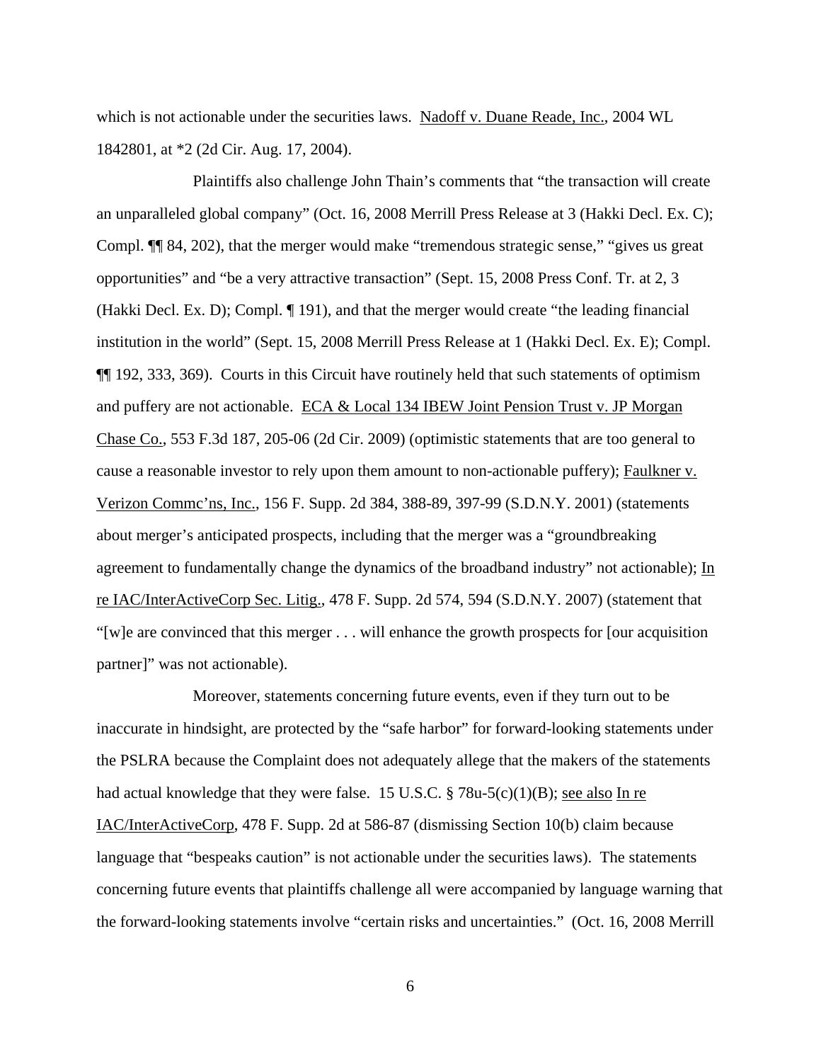which is not actionable under the securities laws. Nadoff v. Duane Reade, Inc., 2004 WL 1842801, at *2 (2d Cir. Aug. 17, 2004).

Plaintiffs also challenge John Thain's comments that "the transaction will create an unparalleled global company" (Oct. 16, 2008 Merrill Press Release at 3 (Hakki Decl. Ex. C); Compl. ¶¶ 84, 202), that the merger would make "tremendous strategic sense," "gives us great opportunities" and "be a very attractive transaction" (Sept. 15, 2008 Press Conf. Tr. at 2, 3 (Hakki Decl. Ex. D); Compl. ¶ 191), and that the merger would create "the leading financial institution in the world" (Sept. 15, 2008 Merrill Press Release at 1 (Hakki Decl. Ex. E); Compl. ¶¶ 192, 333, 369). Courts in this Circuit have routinely held that such statements of optimism and puffery are not actionable. ECA & Local 134 IBEW Joint Pension Trust v. JP Morgan Chase Co., 553 F.3d 187, 205-06 (2d Cir. 2009) (optimistic statements that are too general to cause a reasonable investor to rely upon them amount to non-actionable puffery); Faulkner v. Verizon Commc'ns, Inc., 156 F. Supp. 2d 384, 388-89, 397-99 (S.D.N.Y. 2001) (statements about merger's anticipated prospects, including that the merger was a "groundbreaking agreement to fundamentally change the dynamics of the broadband industry" not actionable); In re IAC/InterActiveCorp Sec. Litig., 478 F. Supp. 2d 574, 594 (S.D.N.Y. 2007) (statement that "[w]e are convinced that this merger . . . will enhance the growth prospects for [our acquisition partner]" was not actionable).

Moreover, statements concerning future events, even if they turn out to be inaccurate in hindsight, are protected by the "safe harbor" for forward-looking statements under the PSLRA because the Complaint does not adequately allege that the makers of the statements had actual knowledge that they were false. 15 U.S.C. § 78u-5(c)(1)(B); see also In re IAC/InterActiveCorp, 478 F. Supp. 2d at 586-87 (dismissing Section 10(b) claim because language that "bespeaks caution" is not actionable under the securities laws). The statements concerning future events that plaintiffs challenge all were accompanied by language warning that the forward-looking statements involve "certain risks and uncertainties." (Oct. 16, 2008 Merrill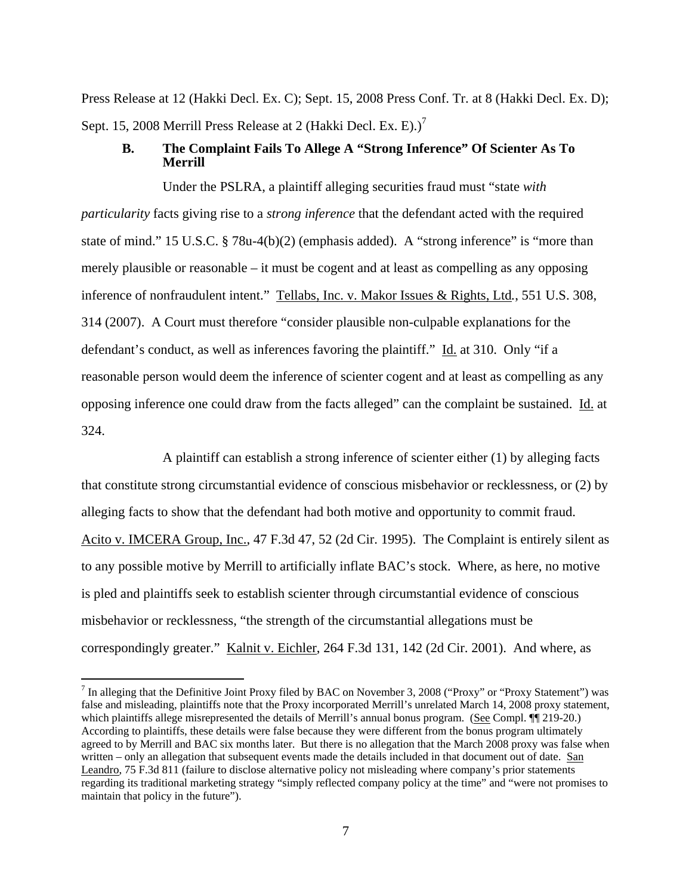Press Release at 12 (Hakki Decl. Ex. C); Sept. 15, 2008 Press Conf. Tr. at 8 (Hakki Decl. Ex. D); Sept. 15, 2008 Merrill Press Release at 2 (Hakki Decl. Ex. E).)[7]

### B. The Complaint Fails To Allege A "Strong Inference" Of Scienter As To Merrill

Under the PSLRA, a plaintiff alleging securities fraud must "state *with particularity* facts giving rise to a *strong inference* that the defendant acted with the required state of mind." 15 U.S.C. § 78u-4(b)(2) (emphasis added). A "strong inference" is "more than merely plausible or reasonable – it must be cogent and at least as compelling as any opposing inference of nonfraudulent intent." Tellabs, Inc. v. Makor Issues & Rights, Ltd., 551 U.S. 308, 314 (2007). A Court must therefore "consider plausible non-culpable explanations for the defendant's conduct, as well as inferences favoring the plaintiff." Id. at 310. Only "if a reasonable person would deem the inference of scienter cogent and at least as compelling as any opposing inference one could draw from the facts alleged" can the complaint be sustained. Id. at 324.

A plaintiff can establish a strong inference of scienter either (1) by alleging facts that constitute strong circumstantial evidence of conscious misbehavior or recklessness, or (2) by alleging facts to show that the defendant had both motive and opportunity to commit fraud. Acito v. IMCERA Group, Inc., 47 F.3d 47, 52 (2d Cir. 1995). The Complaint is entirely silent as to any possible motive by Merrill to artificially inflate BAC's stock. Where, as here, no motive is pled and plaintiffs seek to establish scienter through circumstantial evidence of conscious misbehavior or recklessness, "the strength of the circumstantial allegations must be correspondingly greater." Kalnit v. Eichler, 264 F.3d 131, 142 (2d Cir. 2001). And where, as

[7] In alleging that the Definitive Joint Proxy filed by BAC on November 3, 2008 ("Proxy" or "Proxy Statement") was false and misleading, plaintiffs note that the Proxy incorporated Merrill's unrelated March 14, 2008 proxy statement, which plaintiffs allege misrepresented the details of Merrill's annual bonus program. (See Compl. ¶¶ 219-20.) According to plaintiffs, these details were false because they were different from the bonus program ultimately agreed to by Merrill and BAC six months later. But there is no allegation that the March 2008 proxy was false when written – only an allegation that subsequent events made the details included in that document out of date. San Leandro, 75 F.3d 811 (failure to disclose alternative policy not misleading where company's prior statements regarding its traditional marketing strategy "simply reflected company policy at the time" and "were not promises to maintain that policy in the future").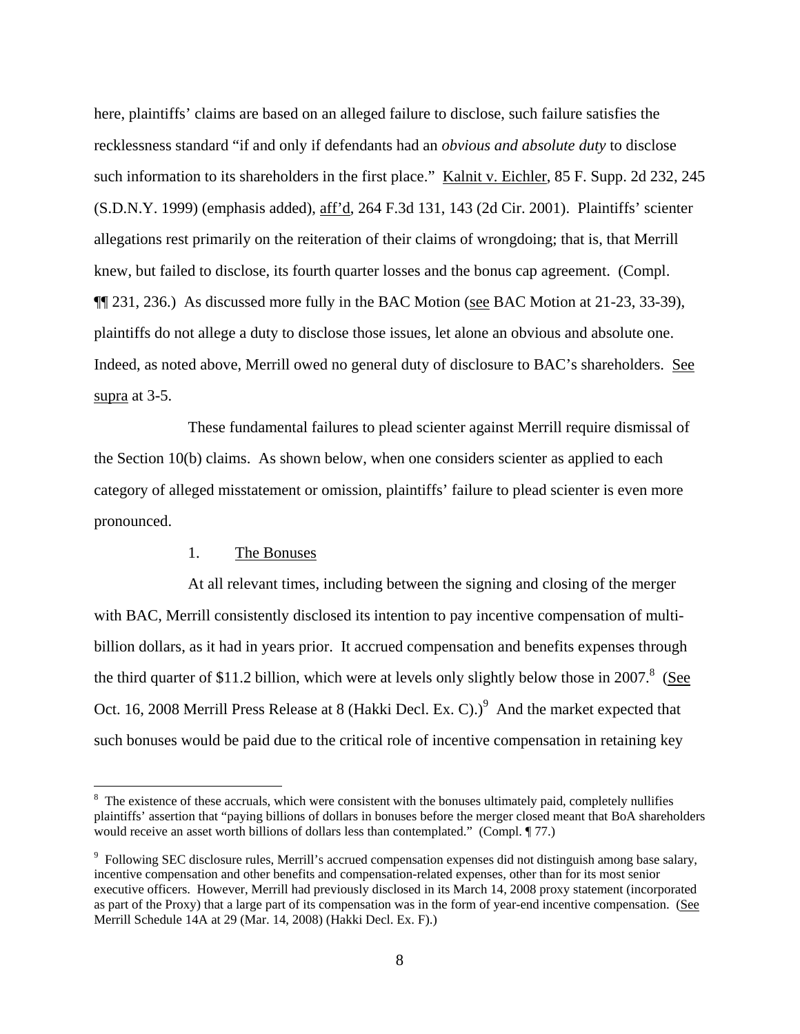here, plaintiffs' claims are based on an alleged failure to disclose, such failure satisfies the recklessness standard "if and only if defendants had an *obvious and absolute duty* to disclose such information to its shareholders in the first place." Kalnit v. Eichler, 85 F. Supp. 2d 232, 245 (S.D.N.Y. 1999) (emphasis added), aff'd, 264 F.3d 131, 143 (2d Cir. 2001). Plaintiffs' scienter allegations rest primarily on the reiteration of their claims of wrongdoing; that is, that Merrill knew, but failed to disclose, its fourth quarter losses and the bonus cap agreement. (Compl. ¶¶ 231, 236.) As discussed more fully in the BAC Motion (see BAC Motion at 21-23, 33-39), plaintiffs do not allege a duty to disclose those issues, let alone an obvious and absolute one. Indeed, as noted above, Merrill owed no general duty of disclosure to BAC's shareholders. See supra at 3-5.

These fundamental failures to plead scienter against Merrill require dismissal of the Section 10(b) claims. As shown below, when one considers scienter as applied to each category of alleged misstatement or omission, plaintiffs' failure to plead scienter is even more pronounced.

1. The Bonuses

At all relevant times, including between the signing and closing of the merger with BAC, Merrill consistently disclosed its intention to pay incentive compensation of multi-billion dollars, as it had in years prior. It accrued compensation and benefits expenses through the third quarter of $11.2 billion, which were at levels only slightly below those in 2007.[8] (See Oct. 16, 2008 Merrill Press Release at 8 (Hakki Decl. Ex. C).)[9] And the market expected that such bonuses would be paid due to the critical role of incentive compensation in retaining key

---

[8] The existence of these accruals, which were consistent with the bonuses ultimately paid, completely nullifies plaintiffs' assertion that "paying billions of dollars in bonuses before the merger closed meant that BoA shareholders would receive an asset worth billions of dollars less than contemplated." (Compl. ¶ 77.)

[9] Following SEC disclosure rules, Merrill's accrued compensation expenses did not distinguish among base salary, incentive compensation and other benefits and compensation-related expenses, other than for its most senior executive officers. However, Merrill had previously disclosed in its March 14, 2008 proxy statement (incorporated as part of the Proxy) that a large part of its compensation was in the form of year-end incentive compensation. (See Merrill Schedule 14A at 29 (Mar. 14, 2008) (Hakki Decl. Ex. F).)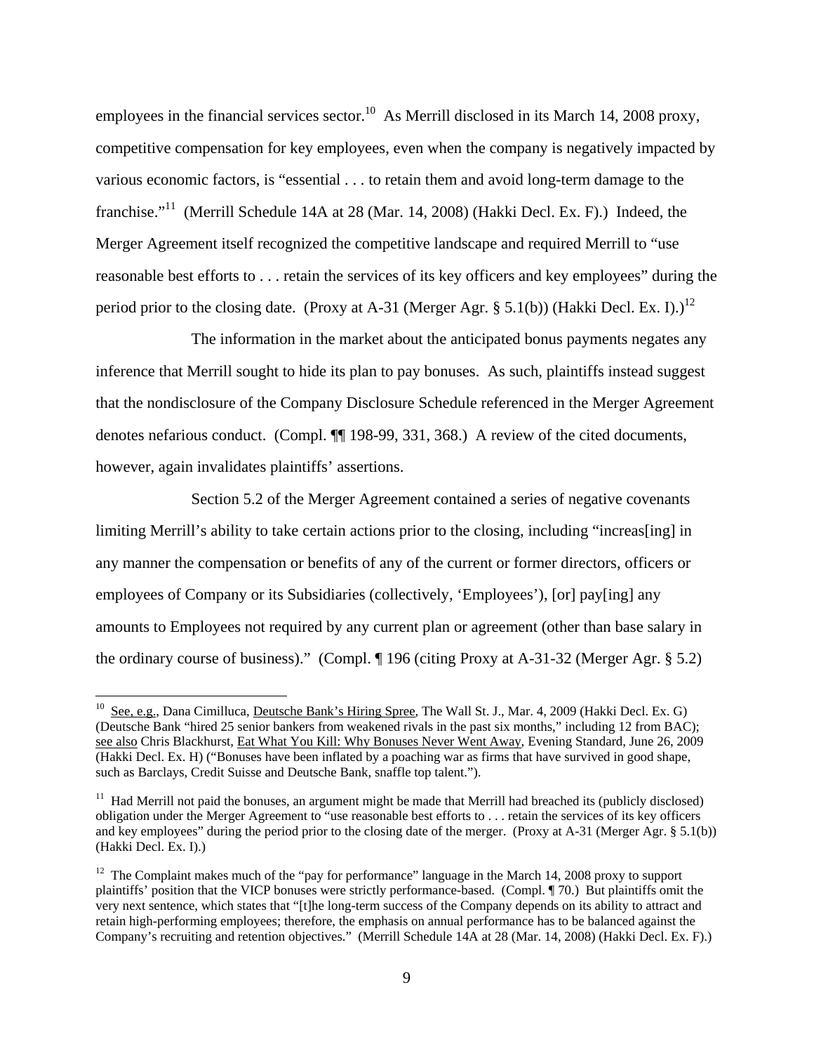employees in the financial services sector.[10] As Merrill disclosed in its March 14, 2008 proxy, competitive compensation for key employees, even when the company is negatively impacted by various economic factors, is "essential . . . to retain them and avoid long-term damage to the franchise."[11] (Merrill Schedule 14A at 28 (Mar. 14, 2008) (Hakki Decl. Ex. F).) Indeed, the Merger Agreement itself recognized the competitive landscape and required Merrill to "use reasonable best efforts to . . . retain the services of its key officers and key employees" during the period prior to the closing date. (Proxy at A-31 (Merger Agr. § 5.1(b)) (Hakki Decl. Ex. I).)[12]

The information in the market about the anticipated bonus payments negates any inference that Merrill sought to hide its plan to pay bonuses. As such, plaintiffs instead suggest that the nondisclosure of the Company Disclosure Schedule referenced in the Merger Agreement denotes nefarious conduct. (Compl. ¶¶ 198-99, 331, 368.) A review of the cited documents, however, again invalidates plaintiffs' assertions.

Section 5.2 of the Merger Agreement contained a series of negative covenants limiting Merrill's ability to take certain actions prior to the closing, including "increas[ing] in any manner the compensation or benefits of any of the current or former directors, officers or employees of Company or its Subsidiaries (collectively, 'Employees'), [or] pay[ing] any amounts to Employees not required by any current plan or agreement (other than base salary in the ordinary course of business)." (Compl. ¶ 196 (citing Proxy at A-31-32 (Merger Agr. § 5.2)

---

[10] See, e.g., Dana Cimilluca, Deutsche Bank's Hiring Spree, The Wall St. J., Mar. 4, 2009 (Hakki Decl. Ex. G) (Deutsche Bank "hired 25 senior bankers from weakened rivals in the past six months," including 12 from BAC); see also Chris Blackhurst, Eat What You Kill: Why Bonuses Never Went Away, Evening Standard, June 26, 2009 (Hakki Decl. Ex. H) ("Bonuses have been inflated by a poaching war as firms that have survived in good shape, such as Barclays, Credit Suisse and Deutsche Bank, snaffle top talent.").

[11] Had Merrill not paid the bonuses, an argument might be made that Merrill had breached its (publicly disclosed) obligation under the Merger Agreement to "use reasonable best efforts to . . . retain the services of its key officers and key employees" during the period prior to the closing date of the merger. (Proxy at A-31 (Merger Agr. § 5.1(b)) (Hakki Decl. Ex. I).)

[12] The Complaint makes much of the "pay for performance" language in the March 14, 2008 proxy to support plaintiffs' position that the VICP bonuses were strictly performance-based. (Compl. ¶ 70.) But plaintiffs omit the very next sentence, which states that "[t]he long-term success of the Company depends on its ability to attract and retain high-performing employees; therefore, the emphasis on annual performance has to be balanced against the Company's recruiting and retention objectives." (Merrill Schedule 14A at 28 (Mar. 14, 2008) (Hakki Decl. Ex. F).)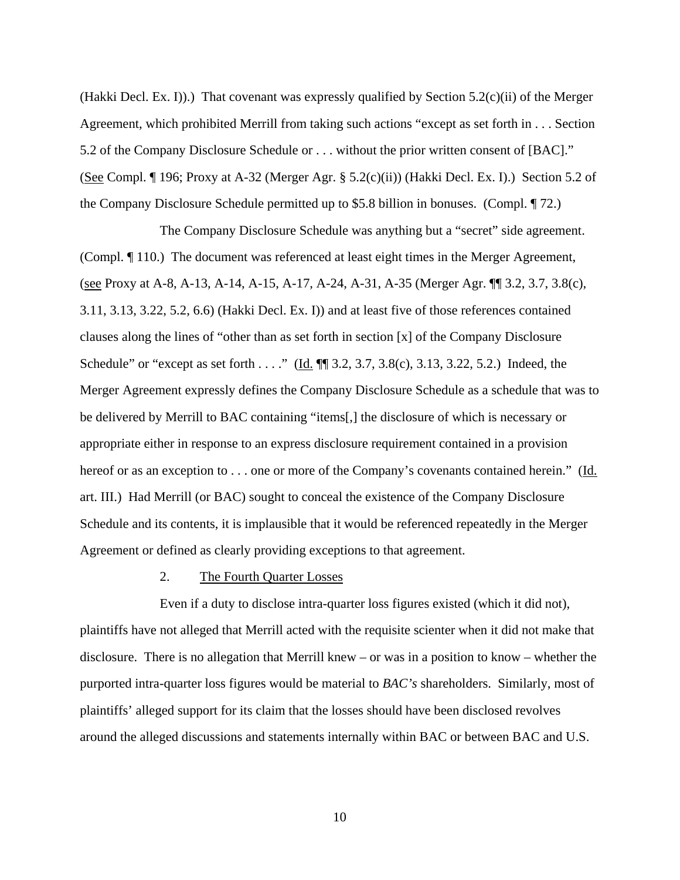(Hakki Decl. Ex. I)).) That covenant was expressly qualified by Section 5.2(c)(ii) of the Merger Agreement, which prohibited Merrill from taking such actions "except as set forth in . . . Section 5.2 of the Company Disclosure Schedule or . . . without the prior written consent of [BAC]." (See Compl. ¶ 196; Proxy at A-32 (Merger Agr. § 5.2(c)(ii)) (Hakki Decl. Ex. I).) Section 5.2 of the Company Disclosure Schedule permitted up to $5.8 billion in bonuses. (Compl. ¶ 72.)

The Company Disclosure Schedule was anything but a "secret" side agreement. (Compl. ¶ 110.) The document was referenced at least eight times in the Merger Agreement, (see Proxy at A-8, A-13, A-14, A-15, A-17, A-24, A-31, A-35 (Merger Agr. ¶¶ 3.2, 3.7, 3.8(c), 3.11, 3.13, 3.22, 5.2, 6.6) (Hakki Decl. Ex. I)) and at least five of those references contained clauses along the lines of "other than as set forth in section [x] of the Company Disclosure Schedule" or "except as set forth . . . ." (Id. ¶¶ 3.2, 3.7, 3.8(c), 3.13, 3.22, 5.2.) Indeed, the Merger Agreement expressly defines the Company Disclosure Schedule as a schedule that was to be delivered by Merrill to BAC containing "items[,] the disclosure of which is necessary or appropriate either in response to an express disclosure requirement contained in a provision hereof or as an exception to . . . one or more of the Company's covenants contained herein." (Id. art. III.) Had Merrill (or BAC) sought to conceal the existence of the Company Disclosure Schedule and its contents, it is implausible that it would be referenced repeatedly in the Merger Agreement or defined as clearly providing exceptions to that agreement.

2. The Fourth Quarter Losses

Even if a duty to disclose intra-quarter loss figures existed (which it did not), plaintiffs have not alleged that Merrill acted with the requisite scienter when it did not make that disclosure. There is no allegation that Merrill knew – or was in a position to know – whether the purported intra-quarter loss figures would be material to *BAC's* shareholders. Similarly, most of plaintiffs' alleged support for its claim that the losses should have been disclosed revolves around the alleged discussions and statements internally within BAC or between BAC and U.S.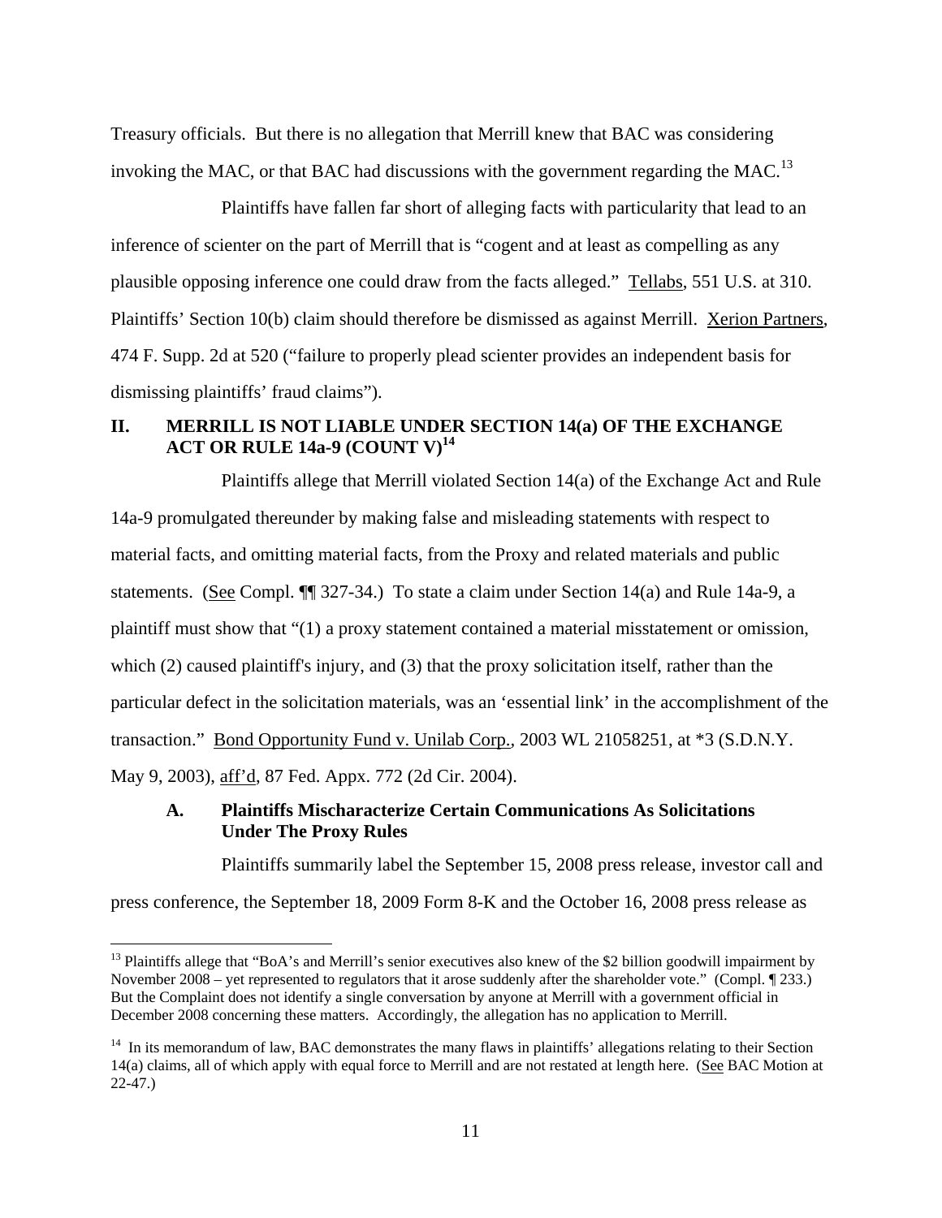Treasury officials. But there is no allegation that Merrill knew that BAC was considering invoking the MAC, or that BAC had discussions with the government regarding the MAC.[13]

Plaintiffs have fallen far short of alleging facts with particularity that lead to an inference of scienter on the part of Merrill that is "cogent and at least as compelling as any plausible opposing inference one could draw from the facts alleged." Tellabs, 551 U.S. at 310. Plaintiffs' Section 10(b) claim should therefore be dismissed as against Merrill. Xerion Partners, 474 F. Supp. 2d at 520 ("failure to properly plead scienter provides an independent basis for dismissing plaintiffs' fraud claims").

## II. MERRILL IS NOT LIABLE UNDER SECTION 14(a) OF THE EXCHANGE ACT OR RULE 14a-9 (COUNT V)[14]

Plaintiffs allege that Merrill violated Section 14(a) of the Exchange Act and Rule 14a-9 promulgated thereunder by making false and misleading statements with respect to material facts, and omitting material facts, from the Proxy and related materials and public statements. (See Compl. ¶¶ 327-34.) To state a claim under Section 14(a) and Rule 14a-9, a plaintiff must show that "(1) a proxy statement contained a material misstatement or omission, which (2) caused plaintiff's injury, and (3) that the proxy solicitation itself, rather than the particular defect in the solicitation materials, was an 'essential link' in the accomplishment of the transaction." Bond Opportunity Fund v. Unilab Corp., 2003 WL 21058251, at *3 (S.D.N.Y. May 9, 2003), aff'd, 87 Fed. Appx. 772 (2d Cir. 2004).

### A. Plaintiffs Mischaracterize Certain Communications As Solicitations Under The Proxy Rules

Plaintiffs summarily label the September 15, 2008 press release, investor call and press conference, the September 18, 2009 Form 8-K and the October 16, 2008 press release as

---

[13] Plaintiffs allege that "BoA's and Merrill's senior executives also knew of the $2 billion goodwill impairment by November 2008 – yet represented to regulators that it arose suddenly after the shareholder vote." (Compl. ¶ 233.) But the Complaint does not identify a single conversation by anyone at Merrill with a government official in December 2008 concerning these matters. Accordingly, the allegation has no application to Merrill.

[14] In its memorandum of law, BAC demonstrates the many flaws in plaintiffs' allegations relating to their Section 14(a) claims, all of which apply with equal force to Merrill and are not restated at length here. (See BAC Motion at 22-47.)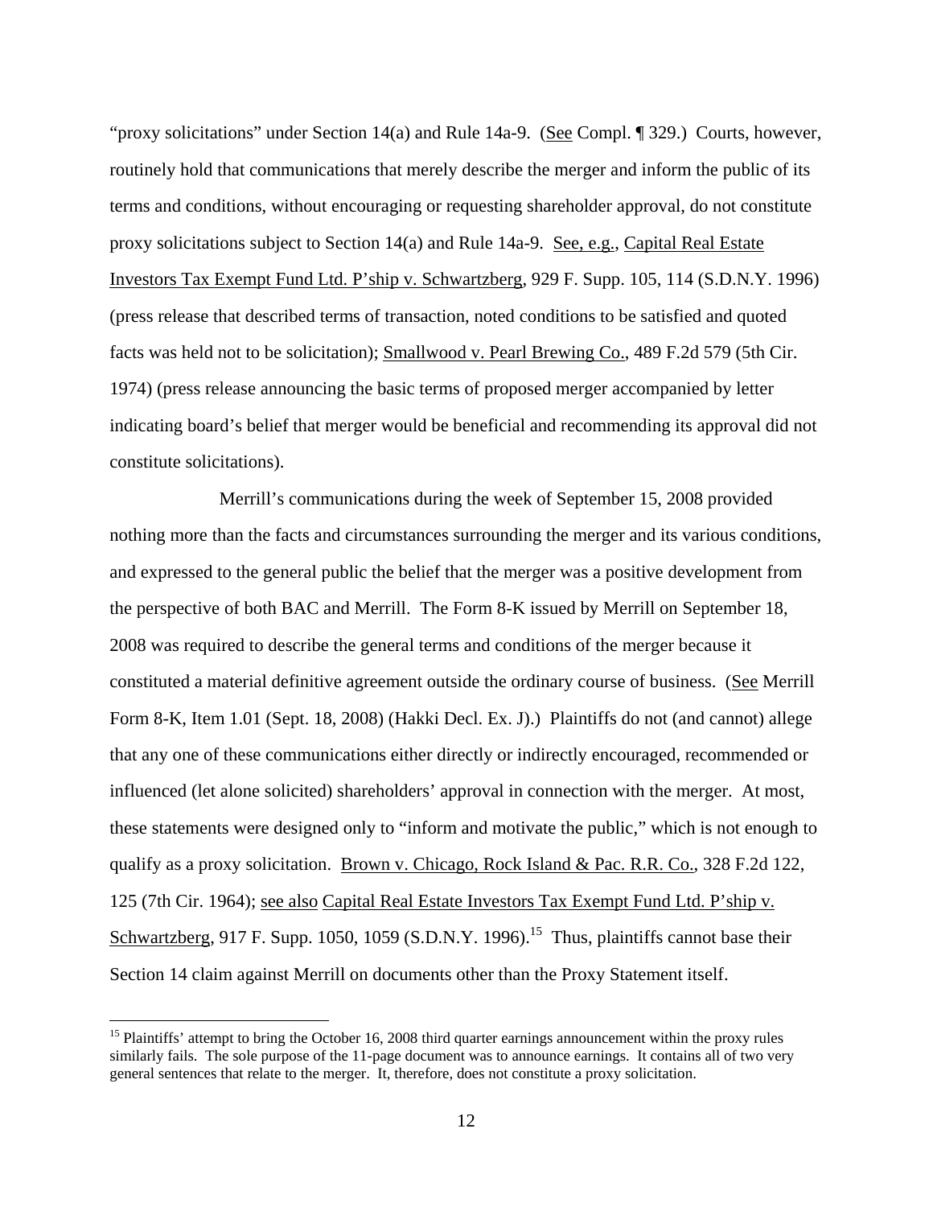"proxy solicitations" under Section 14(a) and Rule 14a-9. (See Compl. ¶ 329.) Courts, however, routinely hold that communications that merely describe the merger and inform the public of its terms and conditions, without encouraging or requesting shareholder approval, do not constitute proxy solicitations subject to Section 14(a) and Rule 14a-9. See, e.g., Capital Real Estate Investors Tax Exempt Fund Ltd. P'ship v. Schwartzberg, 929 F. Supp. 105, 114 (S.D.N.Y. 1996) (press release that described terms of transaction, noted conditions to be satisfied and quoted facts was held not to be solicitation); Smallwood v. Pearl Brewing Co., 489 F.2d 579 (5th Cir. 1974) (press release announcing the basic terms of proposed merger accompanied by letter indicating board's belief that merger would be beneficial and recommending its approval did not constitute solicitations).

Merrill's communications during the week of September 15, 2008 provided nothing more than the facts and circumstances surrounding the merger and its various conditions, and expressed to the general public the belief that the merger was a positive development from the perspective of both BAC and Merrill. The Form 8-K issued by Merrill on September 18, 2008 was required to describe the general terms and conditions of the merger because it constituted a material definitive agreement outside the ordinary course of business. (See Merrill Form 8-K, Item 1.01 (Sept. 18, 2008) (Hakki Decl. Ex. J).) Plaintiffs do not (and cannot) allege that any one of these communications either directly or indirectly encouraged, recommended or influenced (let alone solicited) shareholders' approval in connection with the merger. At most, these statements were designed only to "inform and motivate the public," which is not enough to qualify as a proxy solicitation. Brown v. Chicago, Rock Island & Pac. R.R. Co., 328 F.2d 122, 125 (7th Cir. 1964); see also Capital Real Estate Investors Tax Exempt Fund Ltd. P'ship v. Schwartzberg, 917 F. Supp. 1050, 1059 (S.D.N.Y. 1996).[15] Thus, plaintiffs cannot base their Section 14 claim against Merrill on documents other than the Proxy Statement itself.

[15] Plaintiffs' attempt to bring the October 16, 2008 third quarter earnings announcement within the proxy rules similarly fails. The sole purpose of the 11-page document was to announce earnings. It contains all of two very general sentences that relate to the merger. It, therefore, does not constitute a proxy solicitation.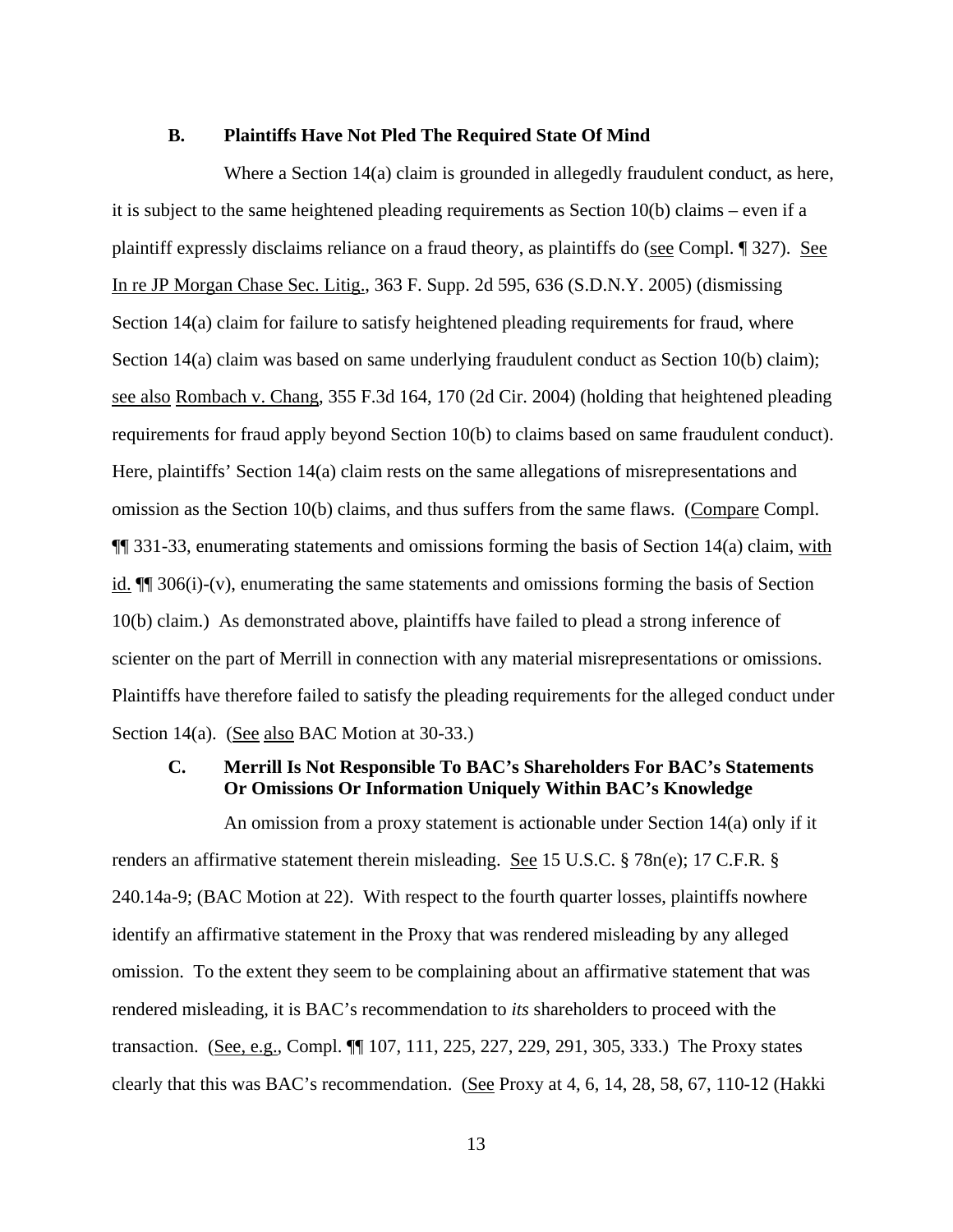### B. Plaintiffs Have Not Pled The Required State Of Mind

Where a Section 14(a) claim is grounded in allegedly fraudulent conduct, as here, it is subject to the same heightened pleading requirements as Section 10(b) claims – even if a plaintiff expressly disclaims reliance on a fraud theory, as plaintiffs do (see Compl. ¶ 327). See In re JP Morgan Chase Sec. Litig., 363 F. Supp. 2d 595, 636 (S.D.N.Y. 2005) (dismissing Section 14(a) claim for failure to satisfy heightened pleading requirements for fraud, where Section 14(a) claim was based on same underlying fraudulent conduct as Section 10(b) claim); see also Rombach v. Chang, 355 F.3d 164, 170 (2d Cir. 2004) (holding that heightened pleading requirements for fraud apply beyond Section 10(b) to claims based on same fraudulent conduct). Here, plaintiffs' Section 14(a) claim rests on the same allegations of misrepresentations and omission as the Section 10(b) claims, and thus suffers from the same flaws. (Compare Compl. ¶¶ 331-33, enumerating statements and omissions forming the basis of Section 14(a) claim, with id. ¶¶ 306(i)-(v), enumerating the same statements and omissions forming the basis of Section 10(b) claim.) As demonstrated above, plaintiffs have failed to plead a strong inference of scienter on the part of Merrill in connection with any material misrepresentations or omissions. Plaintiffs have therefore failed to satisfy the pleading requirements for the alleged conduct under Section 14(a). (See also BAC Motion at 30-33.)

### C. Merrill Is Not Responsible To BAC's Shareholders For BAC's Statements Or Omissions Or Information Uniquely Within BAC's Knowledge

An omission from a proxy statement is actionable under Section 14(a) only if it renders an affirmative statement therein misleading. See 15 U.S.C. § 78n(e); 17 C.F.R. § 240.14a-9; (BAC Motion at 22). With respect to the fourth quarter losses, plaintiffs nowhere identify an affirmative statement in the Proxy that was rendered misleading by any alleged omission. To the extent they seem to be complaining about an affirmative statement that was rendered misleading, it is BAC's recommendation to *its* shareholders to proceed with the transaction. (See, e.g., Compl. ¶¶ 107, 111, 225, 227, 229, 291, 305, 333.) The Proxy states clearly that this was BAC's recommendation. (See Proxy at 4, 6, 14, 28, 58, 67, 110-12 (Hakki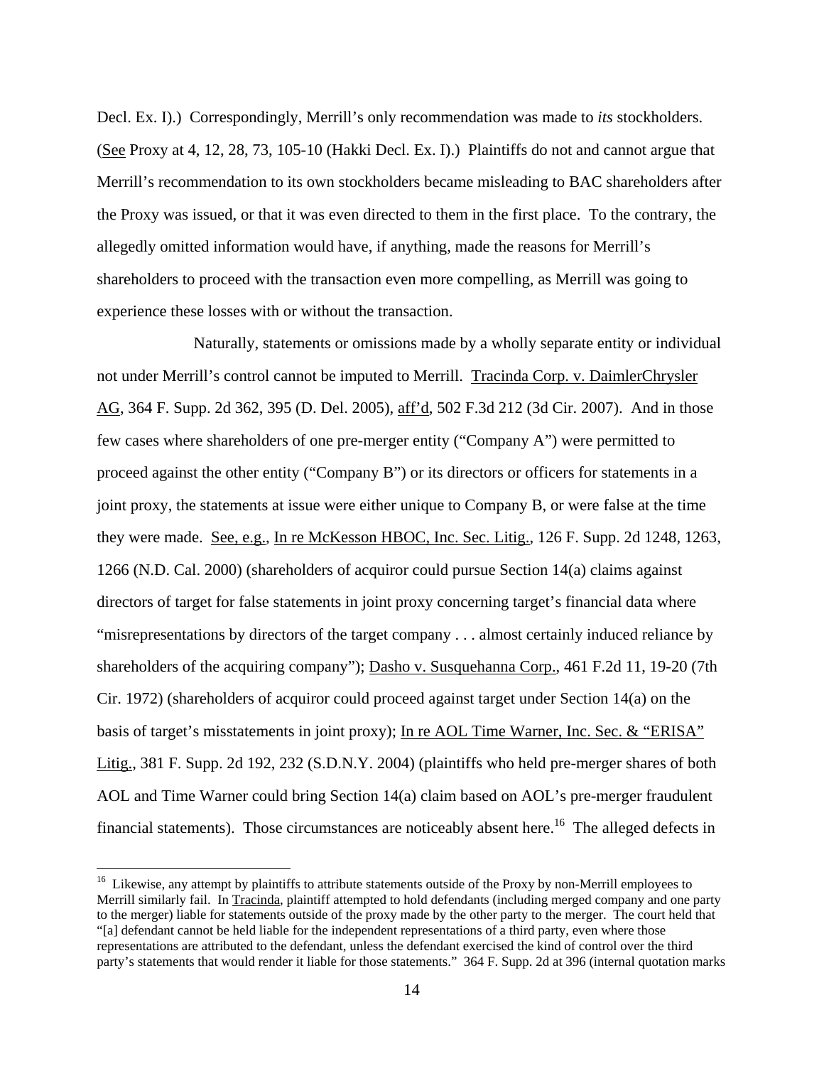Decl. Ex. I).) Correspondingly, Merrill's only recommendation was made to *its* stockholders. (See Proxy at 4, 12, 28, 73, 105-10 (Hakki Decl. Ex. I).) Plaintiffs do not and cannot argue that Merrill's recommendation to its own stockholders became misleading to BAC shareholders after the Proxy was issued, or that it was even directed to them in the first place. To the contrary, the allegedly omitted information would have, if anything, made the reasons for Merrill's shareholders to proceed with the transaction even more compelling, as Merrill was going to experience these losses with or without the transaction.

Naturally, statements or omissions made by a wholly separate entity or individual not under Merrill's control cannot be imputed to Merrill. Tracinda Corp. v. DaimlerChrysler AG, 364 F. Supp. 2d 362, 395 (D. Del. 2005), aff'd, 502 F.3d 212 (3d Cir. 2007). And in those few cases where shareholders of one pre-merger entity ("Company A") were permitted to proceed against the other entity ("Company B") or its directors or officers for statements in a joint proxy, the statements at issue were either unique to Company B, or were false at the time they were made. See, e.g., In re McKesson HBOC, Inc. Sec. Litig., 126 F. Supp. 2d 1248, 1263, 1266 (N.D. Cal. 2000) (shareholders of acquiror could pursue Section 14(a) claims against directors of target for false statements in joint proxy concerning target's financial data where "misrepresentations by directors of the target company . . . almost certainly induced reliance by shareholders of the acquiring company"); Dasho v. Susquehanna Corp., 461 F.2d 11, 19-20 (7th Cir. 1972) (shareholders of acquiror could proceed against target under Section 14(a) on the basis of target's misstatements in joint proxy); In re AOL Time Warner, Inc. Sec. & "ERISA" Litig., 381 F. Supp. 2d 192, 232 (S.D.N.Y. 2004) (plaintiffs who held pre-merger shares of both AOL and Time Warner could bring Section 14(a) claim based on AOL's pre-merger fraudulent financial statements). Those circumstances are noticeably absent here.[16] The alleged defects in

[16] Likewise, any attempt by plaintiffs to attribute statements outside of the Proxy by non-Merrill employees to Merrill similarly fail. In Tracinda, plaintiff attempted to hold defendants (including merged company and one party to the merger) liable for statements outside of the proxy made by the other party to the merger. The court held that "[a] defendant cannot be held liable for the independent representations of a third party, even where those representations are attributed to the defendant, unless the defendant exercised the kind of control over the third party's statements that would render it liable for those statements." 364 F. Supp. 2d at 396 (internal quotation marks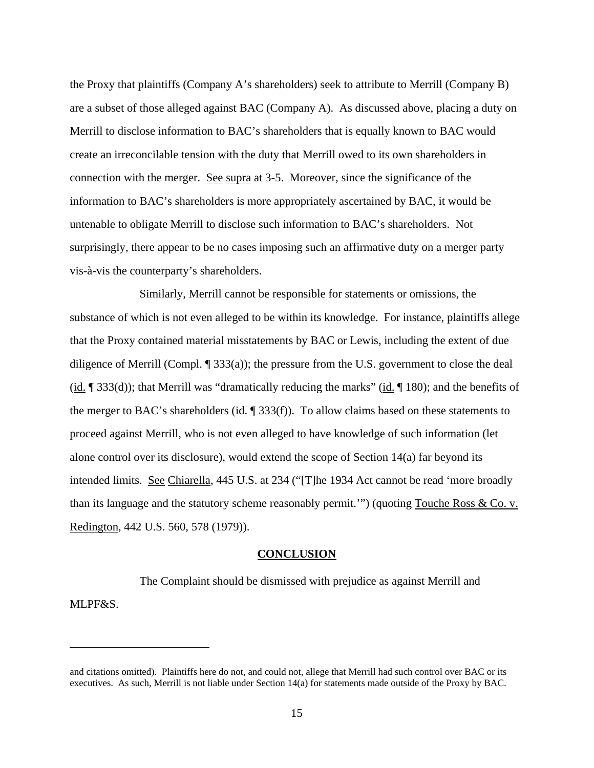the Proxy that plaintiffs (Company A's shareholders) seek to attribute to Merrill (Company B) are a subset of those alleged against BAC (Company A). As discussed above, placing a duty on Merrill to disclose information to BAC's shareholders that is equally known to BAC would create an irreconcilable tension with the duty that Merrill owed to its own shareholders in connection with the merger. See supra at 3-5. Moreover, since the significance of the information to BAC's shareholders is more appropriately ascertained by BAC, it would be untenable to obligate Merrill to disclose such information to BAC's shareholders. Not surprisingly, there appear to be no cases imposing such an affirmative duty on a merger party vis-à-vis the counterparty's shareholders.

Similarly, Merrill cannot be responsible for statements or omissions, the substance of which is not even alleged to be within its knowledge. For instance, plaintiffs allege that the Proxy contained material misstatements by BAC or Lewis, including the extent of due diligence of Merrill (Compl. ¶ 333(a)); the pressure from the U.S. government to close the deal (id. ¶ 333(d)); that Merrill was "dramatically reducing the marks" (id. ¶ 180); and the benefits of the merger to BAC's shareholders (id. ¶ 333(f)). To allow claims based on these statements to proceed against Merrill, who is not even alleged to have knowledge of such information (let alone control over its disclosure), would extend the scope of Section 14(a) far beyond its intended limits. See Chiarella, 445 U.S. at 234 ("[T]he 1934 Act cannot be read 'more broadly than its language and the statutory scheme reasonably permit.'") (quoting Touche Ross & Co. v. Redington, 442 U.S. 560, 578 (1979)).

## CONCLUSION

The Complaint should be dismissed with prejudice as against Merrill and MLPF&S.

---

and citations omitted). Plaintiffs here do not, and could not, allege that Merrill had such control over BAC or its executives. As such, Merrill is not liable under Section 14(a) for statements made outside of the Proxy by BAC.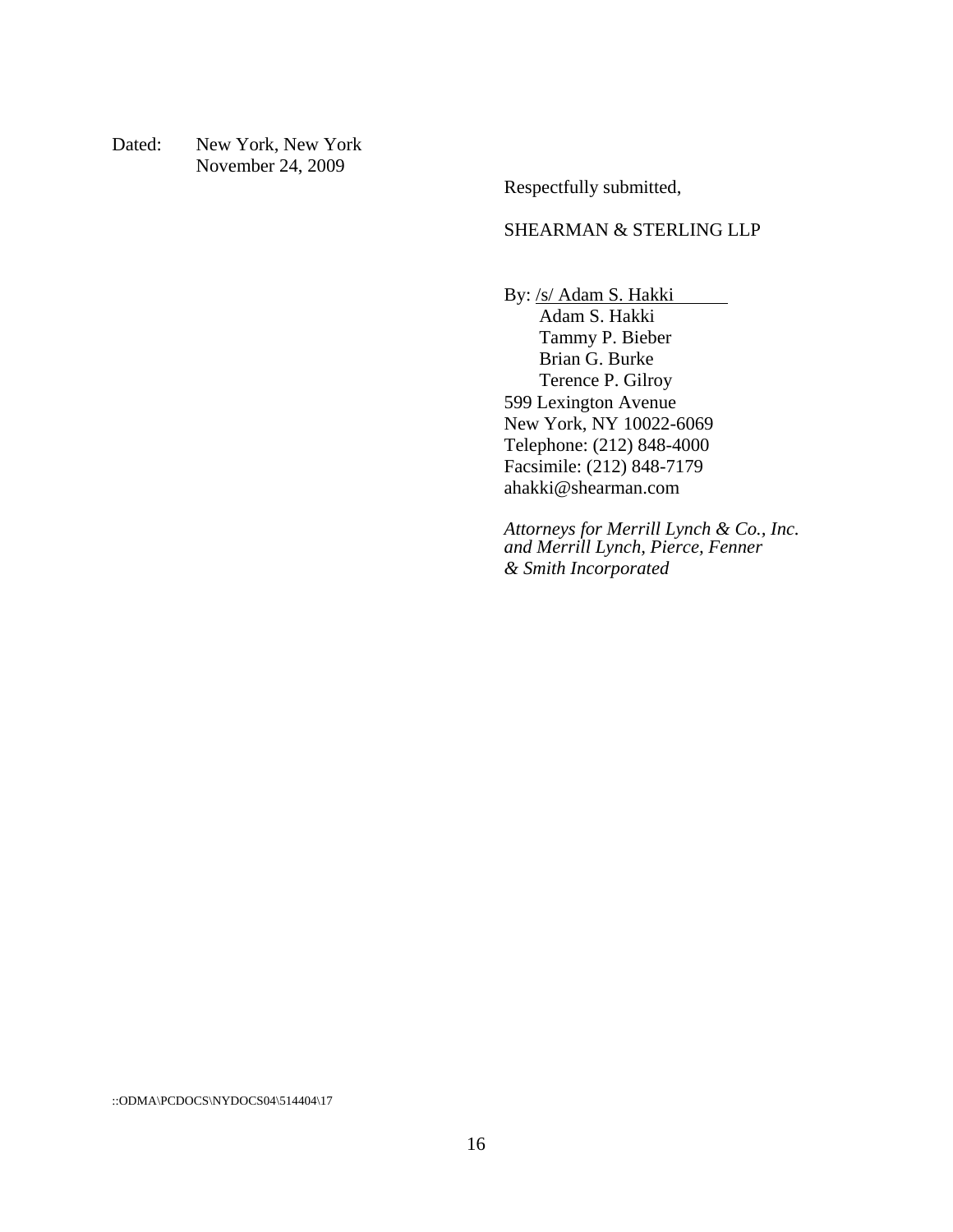Dated: New York, New York
November 24, 2009

Respectfully submitted,

SHEARMAN & STERLING LLP

By: /s/ Adam S. Hakki
Adam S. Hakki
Tammy P. Bieber
Brian G. Burke
Terence P. Gilroy
599 Lexington Avenue
New York, NY 10022-6069
Telephone: (212) 848-4000
Facsimile: (212) 848-7179
ahakki@shearman.com

*Attorneys for Merrill Lynch & Co., Inc. and Merrill Lynch, Pierce, Fenner & Smith Incorporated*

::ODMA\PCDOCS\NYDOCS04\514404\17